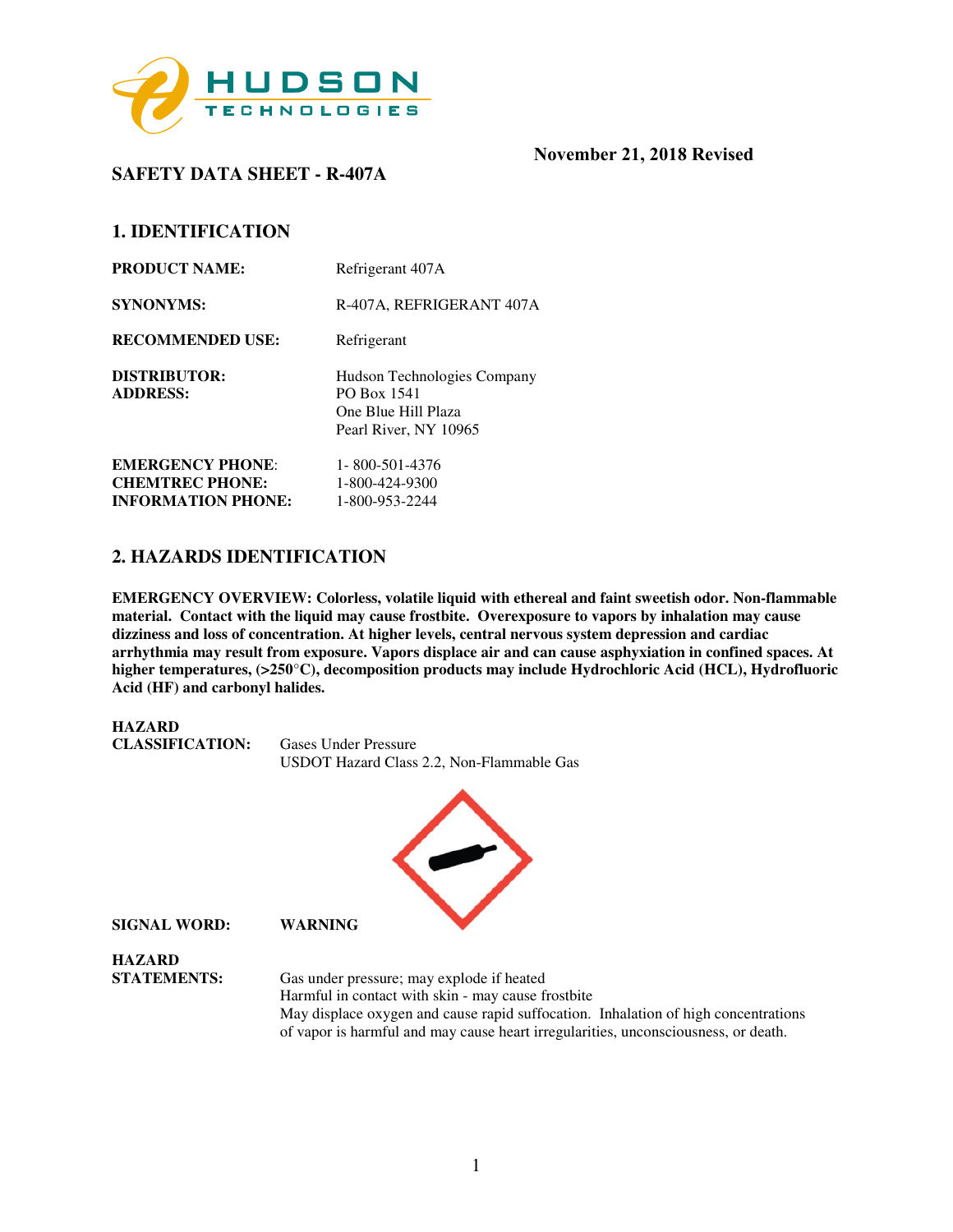November 21, 2018 Revised

# SAFETY DATA SHEET - R-407A

## 1. IDENTIFICATION

**PRODUCT NAME:** Refrigerant 407A

**SYNONYMS:** R-407A, REFRIGERANT 407A

**RECOMMENDED USE:** Refrigerant

**DISTRIBUTOR:**
**ADDRESS:**
Hudson Technologies Company
PO Box 1541
One Blue Hill Plaza
Pearl River, NY 10965

**EMERGENCY PHONE**: 1- 800-501-4376
**CHEMTREC PHONE:** 1-800-424-9300
**INFORMATION PHONE:** 1-800-953-2244

## 2. HAZARDS IDENTIFICATION

**EMERGENCY OVERVIEW: Colorless, volatile liquid with ethereal and faint sweetish odor. Non-flammable material. Contact with the liquid may cause frostbite. Overexposure to vapors by inhalation may cause dizziness and loss of concentration. At higher levels, central nervous system depression and cardiac arrhythmia may result from exposure. Vapors displace air and can cause asphyxiation in confined spaces. At higher temperatures, (>250°C), decomposition products may include Hydrochloric Acid (HCL), Hydrofluoric Acid (HF) and carbonyl halides.**

**HAZARD CLASSIFICATION:** Gases Under Pressure
USDOT Hazard Class 2.2, Non-Flammable Gas

**SIGNAL WORD:** **WARNING**

**HAZARD STATEMENTS:**
Gas under pressure; may explode if heated
Harmful in contact with skin - may cause frostbite
May displace oxygen and cause rapid suffocation. Inhalation of high concentrations of vapor is harmful and may cause heart irregularities, unconsciousness, or death.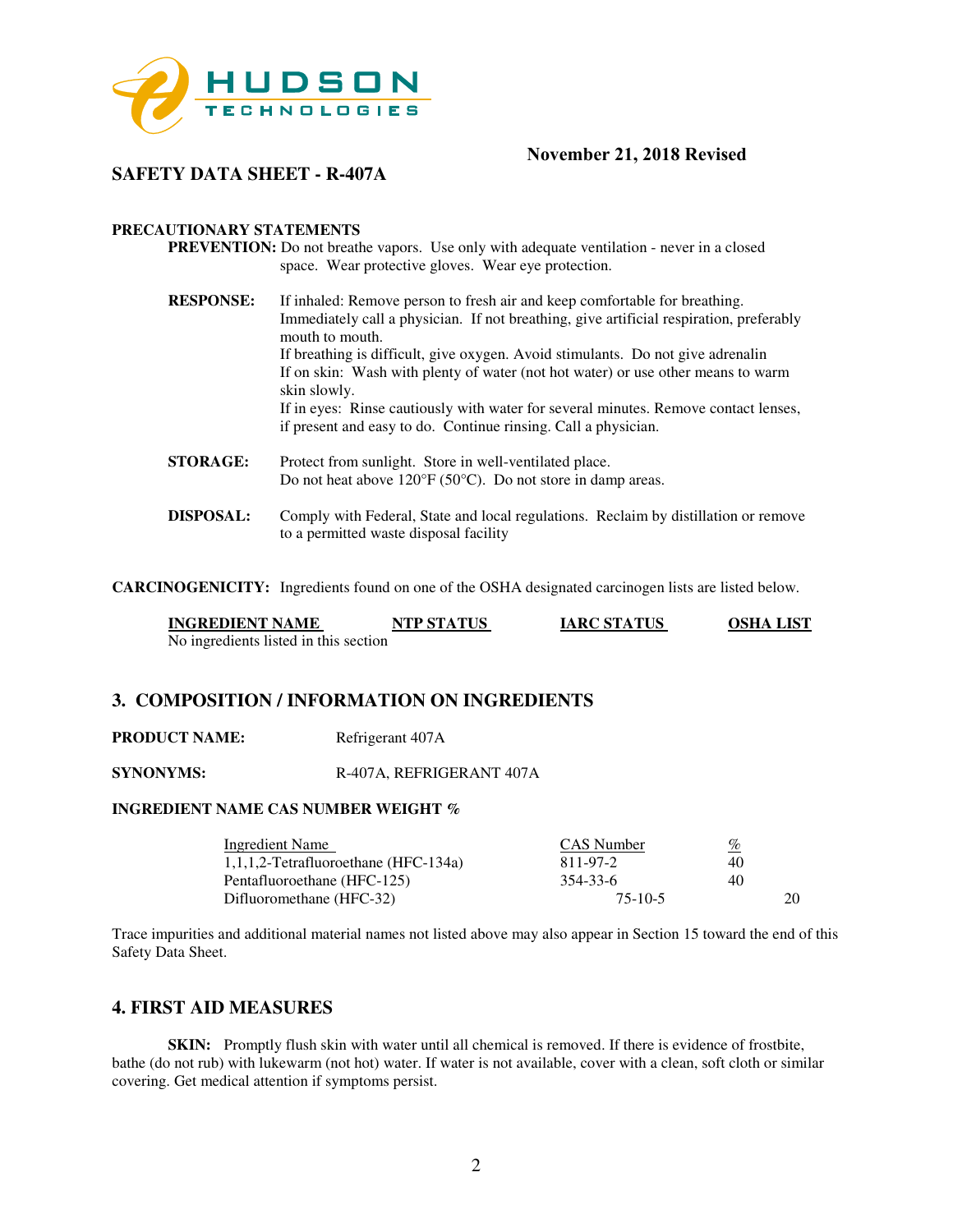**SAFETY DATA SHEET - R-407A**

**November 21, 2018 Revised**

**PRECAUTIONARY STATEMENTS**

**PREVENTION:** Do not breathe vapors. Use only with adequate ventilation - never in a closed space. Wear protective gloves. Wear eye protection.

**RESPONSE:** If inhaled: Remove person to fresh air and keep comfortable for breathing. Immediately call a physician. If not breathing, give artificial respiration, preferably mouth to mouth.
If breathing is difficult, give oxygen. Avoid stimulants. Do not give adrenalin
If on skin: Wash with plenty of water (not hot water) or use other means to warm skin slowly.
If in eyes: Rinse cautiously with water for several minutes. Remove contact lenses, if present and easy to do. Continue rinsing. Call a physician.

**STORAGE:** Protect from sunlight. Store in well-ventilated place.
Do not heat above 120°F (50°C). Do not store in damp areas.

**DISPOSAL:** Comply with Federal, State and local regulations. Reclaim by distillation or remove to a permitted waste disposal facility

**CARCINOGENICITY:** Ingredients found on one of the OSHA designated carcinogen lists are listed below.

| INGREDIENT NAME | NTP STATUS | IARC STATUS | OSHA LIST |
|---|---|---|---|
| No ingredients listed in this section | | | |

## 3. COMPOSITION / INFORMATION ON INGREDIENTS

**PRODUCT NAME:** Refrigerant 407A

**SYNONYMS:** R-407A, REFRIGERANT 407A

**INGREDIENT NAME CAS NUMBER WEIGHT %**

| Ingredient Name | CAS Number | % |
|---|---|---|
| 1,1,1,2-Tetrafluoroethane (HFC-134a) | 811-97-2 | 40 |
| Pentafluoroethane (HFC-125) | 354-33-6 | 40 |
| Difluoromethane (HFC-32) | 75-10-5 | 20 |

Trace impurities and additional material names not listed above may also appear in Section 15 toward the end of this Safety Data Sheet.

## 4. FIRST AID MEASURES

**SKIN:** Promptly flush skin with water until all chemical is removed. If there is evidence of frostbite, bathe (do not rub) with lukewarm (not hot) water. If water is not available, cover with a clean, soft cloth or similar covering. Get medical attention if symptoms persist.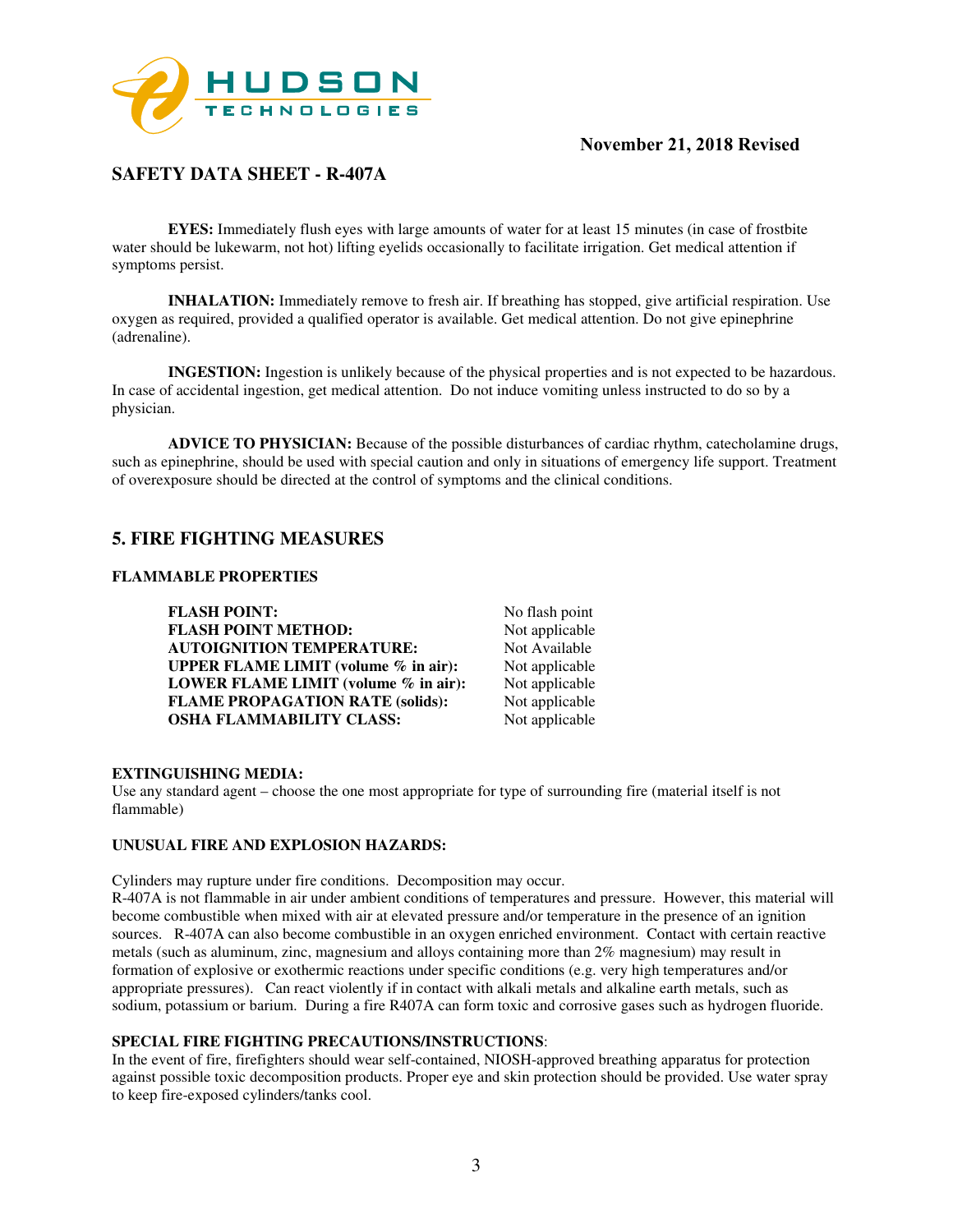**EYES:** Immediately flush eyes with large amounts of water for at least 15 minutes (in case of frostbite water should be lukewarm, not hot) lifting eyelids occasionally to facilitate irrigation. Get medical attention if symptoms persist.

**INHALATION:** Immediately remove to fresh air. If breathing has stopped, give artificial respiration. Use oxygen as required, provided a qualified operator is available. Get medical attention. Do not give epinephrine (adrenaline).

**INGESTION:** Ingestion is unlikely because of the physical properties and is not expected to be hazardous. In case of accidental ingestion, get medical attention. Do not induce vomiting unless instructed to do so by a physician.

**ADVICE TO PHYSICIAN:** Because of the possible disturbances of cardiac rhythm, catecholamine drugs, such as epinephrine, should be used with special caution and only in situations of emergency life support. Treatment of overexposure should be directed at the control of symptoms and the clinical conditions.

## 5. FIRE FIGHTING MEASURES

### FLAMMABLE PROPERTIES

| | |
|---|---|
| **FLASH POINT:** | No flash point |
| **FLASH POINT METHOD:** | Not applicable |
| **AUTOIGNITION TEMPERATURE:** | Not Available |
| **UPPER FLAME LIMIT (volume % in air):** | Not applicable |
| **LOWER FLAME LIMIT (volume % in air):** | Not applicable |
| **FLAME PROPAGATION RATE (solids):** | Not applicable |
| **OSHA FLAMMABILITY CLASS:** | Not applicable |

**EXTINGUISHING MEDIA:**
Use any standard agent – choose the one most appropriate for type of surrounding fire (material itself is not flammable)

**UNUSUAL FIRE AND EXPLOSION HAZARDS:**

Cylinders may rupture under fire conditions. Decomposition may occur.
R-407A is not flammable in air under ambient conditions of temperatures and pressure. However, this material will become combustible when mixed with air at elevated pressure and/or temperature in the presence of an ignition sources. R-407A can also become combustible in an oxygen enriched environment. Contact with certain reactive metals (such as aluminum, zinc, magnesium and alloys containing more than 2% magnesium) may result in formation of explosive or exothermic reactions under specific conditions (e.g. very high temperatures and/or appropriate pressures). Can react violently if in contact with alkali metals and alkaline earth metals, such as sodium, potassium or barium. During a fire R407A can form toxic and corrosive gases such as hydrogen fluoride.

**SPECIAL FIRE FIGHTING PRECAUTIONS/INSTRUCTIONS**:
In the event of fire, firefighters should wear self-contained, NIOSH-approved breathing apparatus for protection against possible toxic decomposition products. Proper eye and skin protection should be provided. Use water spray to keep fire-exposed cylinders/tanks cool.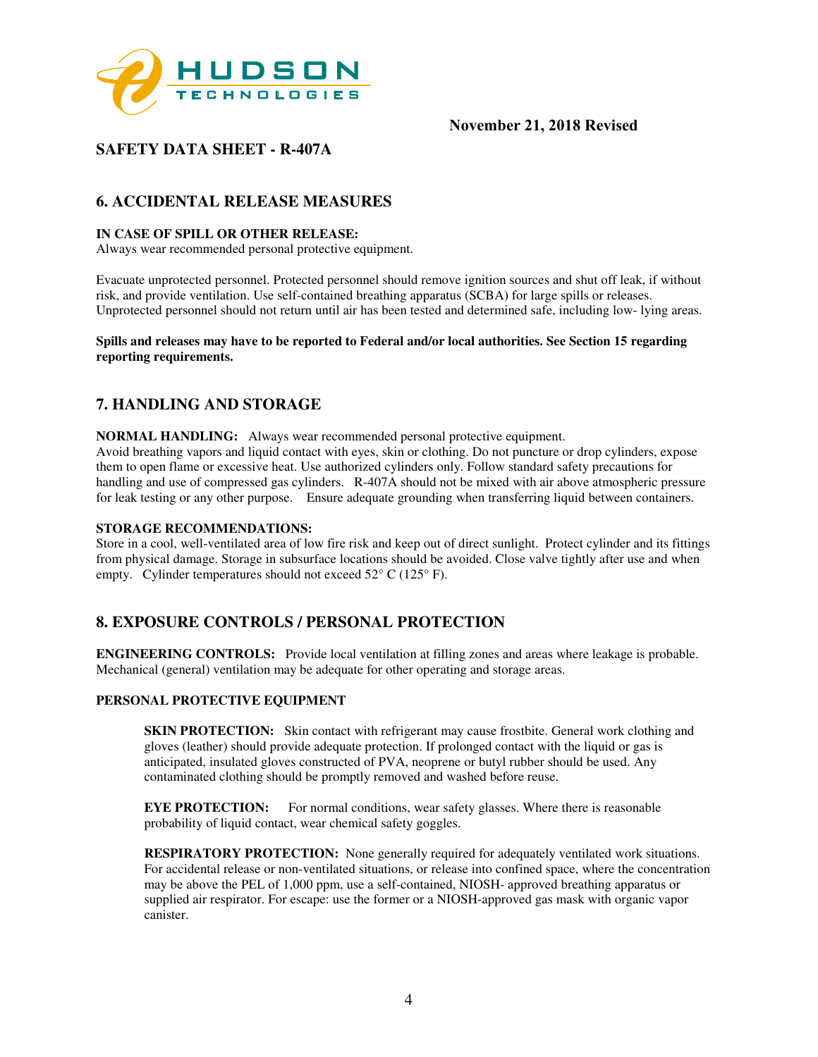November 21, 2018 Revised

# SAFETY DATA SHEET - R-407A

## 6. ACCIDENTAL RELEASE MEASURES

**IN CASE OF SPILL OR OTHER RELEASE:**
Always wear recommended personal protective equipment.

Evacuate unprotected personnel. Protected personnel should remove ignition sources and shut off leak, if without risk, and provide ventilation. Use self-contained breathing apparatus (SCBA) for large spills or releases. Unprotected personnel should not return until air has been tested and determined safe, including low- lying areas.

**Spills and releases may have to be reported to Federal and/or local authorities. See Section 15 regarding reporting requirements.**

## 7. HANDLING AND STORAGE

**NORMAL HANDLING:** Always wear recommended personal protective equipment.
Avoid breathing vapors and liquid contact with eyes, skin or clothing. Do not puncture or drop cylinders, expose them to open flame or excessive heat. Use authorized cylinders only. Follow standard safety precautions for handling and use of compressed gas cylinders. R-407A should not be mixed with air above atmospheric pressure for leak testing or any other purpose. Ensure adequate grounding when transferring liquid between containers.

**STORAGE RECOMMENDATIONS:**
Store in a cool, well-ventilated area of low fire risk and keep out of direct sunlight. Protect cylinder and its fittings from physical damage. Storage in subsurface locations should be avoided. Close valve tightly after use and when empty. Cylinder temperatures should not exceed 52° C (125° F).

## 8. EXPOSURE CONTROLS / PERSONAL PROTECTION

**ENGINEERING CONTROLS:** Provide local ventilation at filling zones and areas where leakage is probable. Mechanical (general) ventilation may be adequate for other operating and storage areas.

**PERSONAL PROTECTIVE EQUIPMENT**

**SKIN PROTECTION:** Skin contact with refrigerant may cause frostbite. General work clothing and gloves (leather) should provide adequate protection. If prolonged contact with the liquid or gas is anticipated, insulated gloves constructed of PVA, neoprene or butyl rubber should be used. Any contaminated clothing should be promptly removed and washed before reuse.

**EYE PROTECTION:** For normal conditions, wear safety glasses. Where there is reasonable probability of liquid contact, wear chemical safety goggles.

**RESPIRATORY PROTECTION:** None generally required for adequately ventilated work situations. For accidental release or non-ventilated situations, or release into confined space, where the concentration may be above the PEL of 1,000 ppm, use a self-contained, NIOSH- approved breathing apparatus or supplied air respirator. For escape: use the former or a NIOSH-approved gas mask with organic vapor canister.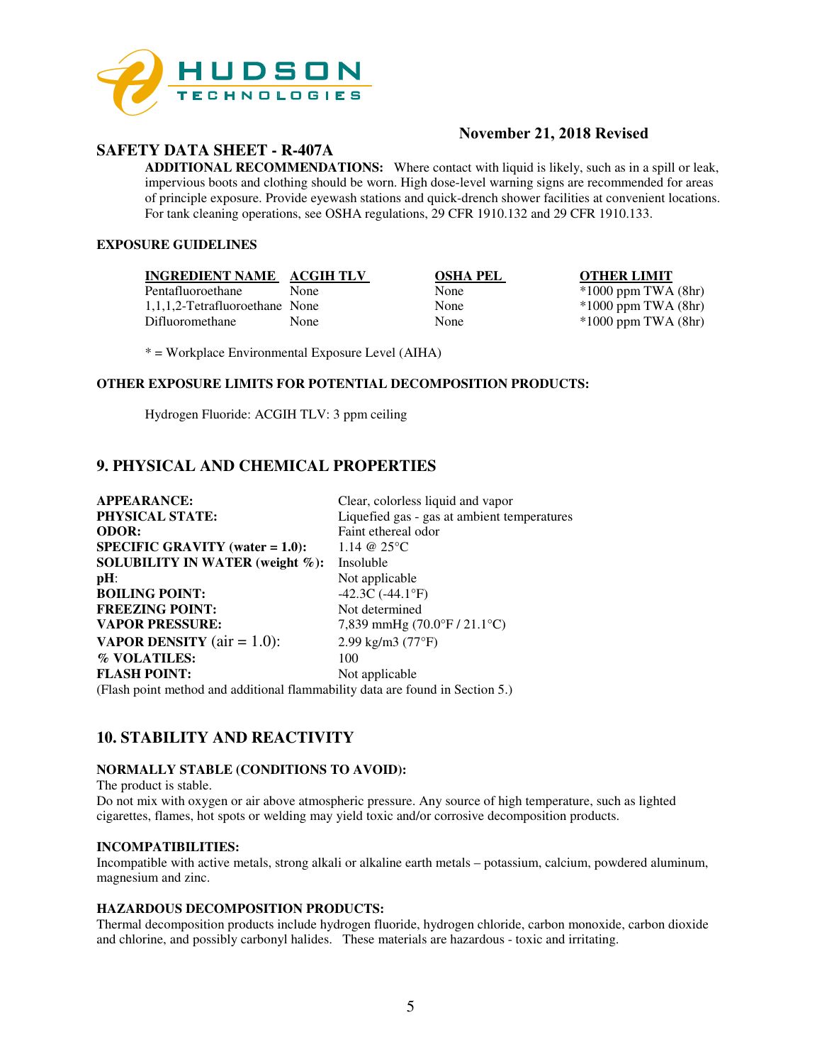November 21, 2018 Revised

## SAFETY DATA SHEET - R-407A

**ADDITIONAL RECOMMENDATIONS:** Where contact with liquid is likely, such as in a spill or leak, impervious boots and clothing should be worn. High dose-level warning signs are recommended for areas of principle exposure. Provide eyewash stations and quick-drench shower facilities at convenient locations. For tank cleaning operations, see OSHA regulations, 29 CFR 1910.132 and 29 CFR 1910.133.

**EXPOSURE GUIDELINES**

| INGREDIENT NAME | ACGIH TLV | OSHA PEL | OTHER LIMIT |
|---|---|---|---|
| Pentafluoroethane | None | None | *1000 ppm TWA (8hr) |
| 1,1,1,2-Tetrafluoroethane | None | None | *1000 ppm TWA (8hr) |
| Difluoromethane | None | None | *1000 ppm TWA (8hr) |

* = Workplace Environmental Exposure Level (AIHA)

**OTHER EXPOSURE LIMITS FOR POTENTIAL DECOMPOSITION PRODUCTS:**

Hydrogen Fluoride: ACGIH TLV: 3 ppm ceiling

## 9. PHYSICAL AND CHEMICAL PROPERTIES

| | |
|---|---|
| **APPEARANCE:** | Clear, colorless liquid and vapor |
| **PHYSICAL STATE:** | Liquefied gas - gas at ambient temperatures |
| **ODOR:** | Faint ethereal odor |
| **SPECIFIC GRAVITY (water = 1.0):** | 1.14 @ 25°C |
| **SOLUBILITY IN WATER (weight %):** | Insoluble |
| **pH**: | Not applicable |
| **BOILING POINT:** | -42.3C (-44.1°F) |
| **FREEZING POINT:** | Not determined |
| **VAPOR PRESSURE:** | 7,839 mmHg (70.0°F / 21.1°C) |
| **VAPOR DENSITY** (air = 1.0): | 2.99 kg/m3 (77°F) |
| **% VOLATILES:** | 100 |
| **FLASH POINT:** | Not applicable |

(Flash point method and additional flammability data are found in Section 5.)

## 10. STABILITY AND REACTIVITY

**NORMALLY STABLE (CONDITIONS TO AVOID):**

The product is stable.

Do not mix with oxygen or air above atmospheric pressure. Any source of high temperature, such as lighted cigarettes, flames, hot spots or welding may yield toxic and/or corrosive decomposition products.

**INCOMPATIBILITIES:**

Incompatible with active metals, strong alkali or alkaline earth metals – potassium, calcium, powdered aluminum, magnesium and zinc.

**HAZARDOUS DECOMPOSITION PRODUCTS:**

Thermal decomposition products include hydrogen fluoride, hydrogen chloride, carbon monoxide, carbon dioxide and chlorine, and possibly carbonyl halides. These materials are hazardous - toxic and irritating.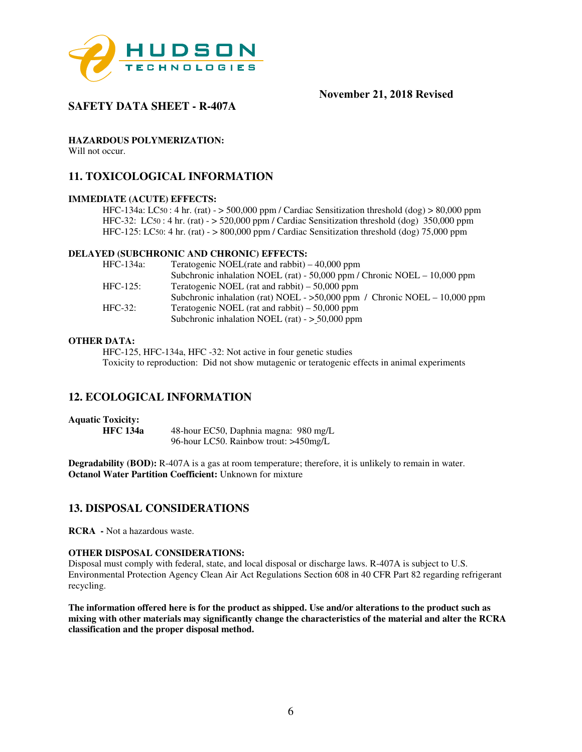## HAZARDOUS POLYMERIZATION:

Will not occur.

## 11. TOXICOLOGICAL INFORMATION

**IMMEDIATE (ACUTE) EFFECTS:**

HFC-134a: $LC_{50}$ : 4 hr. (rat) - > 500,000 ppm / Cardiac Sensitization threshold (dog) > 80,000 ppm
HFC-32: $LC_{50}$ : 4 hr. (rat) - > 520,000 ppm / Cardiac Sensitization threshold (dog) 350,000 ppm
HFC-125: $LC_{50}$: 4 hr. (rat) - > 800,000 ppm / Cardiac Sensitization threshold (dog) 75,000 ppm

**DELAYED (SUBCHRONIC AND CHRONIC) EFFECTS:**

| | |
|---|---|
| HFC-134a: | Teratogenic NOEL(rate and rabbit) – 40,000 ppm |
| | Subchronic inhalation NOEL (rat) - 50,000 ppm / Chronic NOEL – 10,000 ppm |
| HFC-125: | Teratogenic NOEL (rat and rabbit) – 50,000 ppm |
| | Subchronic inhalation (rat) NOEL - >50,000 ppm / Chronic NOEL – 10,000 ppm |
| HFC-32: | Teratogenic NOEL (rat and rabbit) – 50,000 ppm |
| | Subchronic inhalation NOEL (rat) - ≥ 50,000 ppm |

**OTHER DATA:**

HFC-125, HFC-134a, HFC -32: Not active in four genetic studies
Toxicity to reproduction: Did not show mutagenic or teratogenic effects in animal experiments

## 12. ECOLOGICAL INFORMATION

**Aquatic Toxicity:**

| | |
|---|---|
| **HFC 134a** | 48-hour EC50, Daphnia magna: 980 mg/L |
| | 96-hour LC50. Rainbow trout: >450mg/L |

**Degradability (BOD):** R-407A is a gas at room temperature; therefore, it is unlikely to remain in water.
**Octanol Water Partition Coefficient:** Unknown for mixture

## 13. DISPOSAL CONSIDERATIONS

**RCRA -** Not a hazardous waste.

**OTHER DISPOSAL CONSIDERATIONS:**

Disposal must comply with federal, state, and local disposal or discharge laws. R-407A is subject to U.S. Environmental Protection Agency Clean Air Act Regulations Section 608 in 40 CFR Part 82 regarding refrigerant recycling.

**The information offered here is for the product as shipped. Use and/or alterations to the product such as mixing with other materials may significantly change the characteristics of the material and alter the RCRA classification and the proper disposal method.**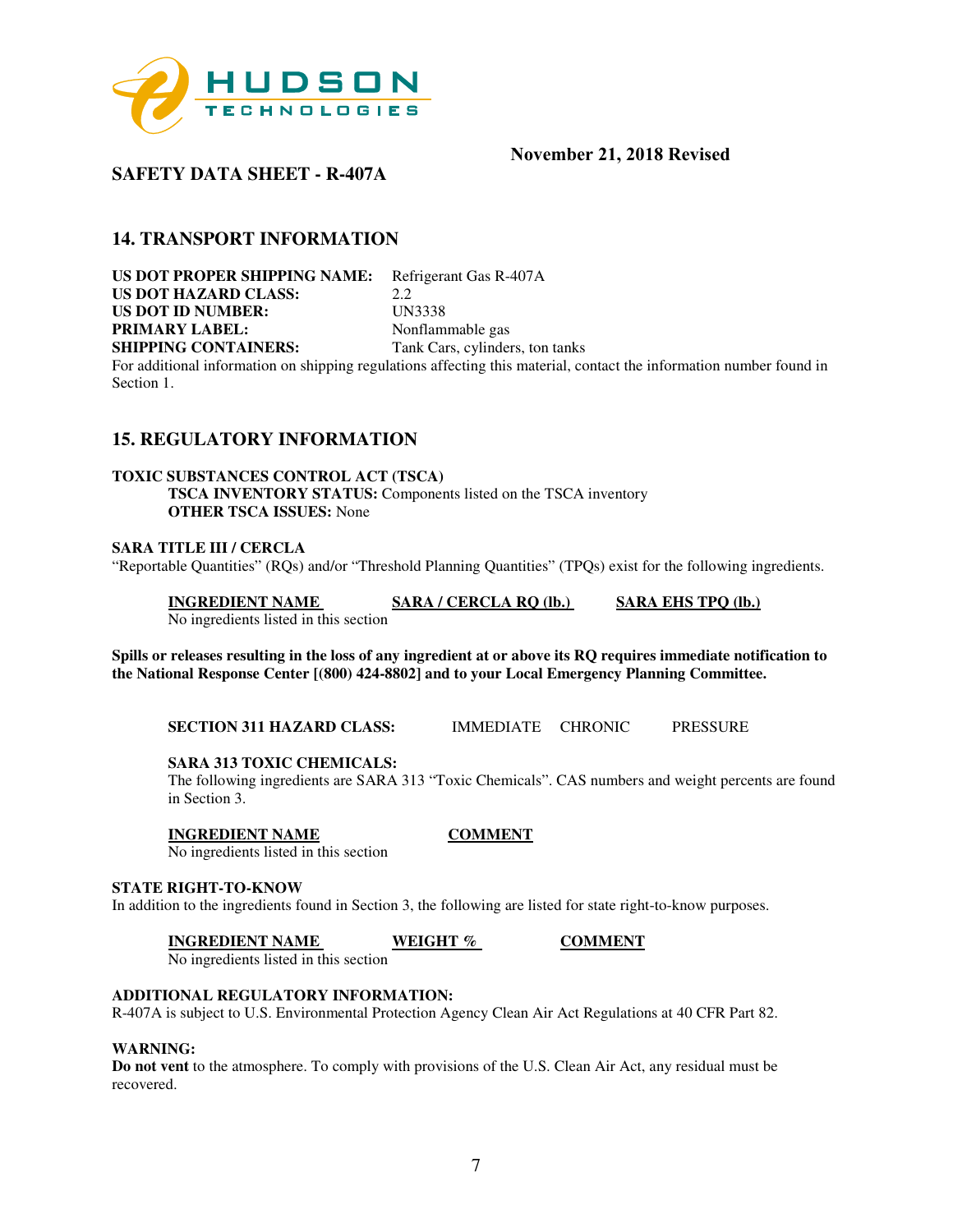November 21, 2018 Revised

**SAFETY DATA SHEET - R-407A**

## 14. TRANSPORT INFORMATION

**US DOT PROPER SHIPPING NAME:** Refrigerant Gas R-407A
**US DOT HAZARD CLASS:** 2.2
**US DOT ID NUMBER:** UN3338
**PRIMARY LABEL:** Nonflammable gas
**SHIPPING CONTAINERS:** Tank Cars, cylinders, ton tanks

For additional information on shipping regulations affecting this material, contact the information number found in Section 1.

## 15. REGULATORY INFORMATION

**TOXIC SUBSTANCES CONTROL ACT (TSCA)**

**TSCA INVENTORY STATUS:** Components listed on the TSCA inventory
**OTHER TSCA ISSUES:** None

**SARA TITLE III / CERCLA**

"Reportable Quantities" (RQs) and/or "Threshold Planning Quantities" (TPQs) exist for the following ingredients.

| INGREDIENT NAME | SARA / CERCLA RQ (lb.) | SARA EHS TPQ (lb.) |
|---|---|---|
| No ingredients listed in this section | | |

**Spills or releases resulting in the loss of any ingredient at or above its RQ requires immediate notification to the National Response Center [(800) 424-8802] and to your Local Emergency Planning Committee.**

**SECTION 311 HAZARD CLASS:** IMMEDIATE CHRONIC PRESSURE

**SARA 313 TOXIC CHEMICALS:**

The following ingredients are SARA 313 "Toxic Chemicals". CAS numbers and weight percents are found in Section 3.

| INGREDIENT NAME | COMMENT |
|---|---|
| No ingredients listed in this section | |

**STATE RIGHT-TO-KNOW**

In addition to the ingredients found in Section 3, the following are listed for state right-to-know purposes.

| INGREDIENT NAME | WEIGHT % | COMMENT |
|---|---|---|
| No ingredients listed in this section | | |

**ADDITIONAL REGULATORY INFORMATION:**

R-407A is subject to U.S. Environmental Protection Agency Clean Air Act Regulations at 40 CFR Part 82.

**WARNING:**

**Do not vent** to the atmosphere. To comply with provisions of the U.S. Clean Air Act, any residual must be recovered.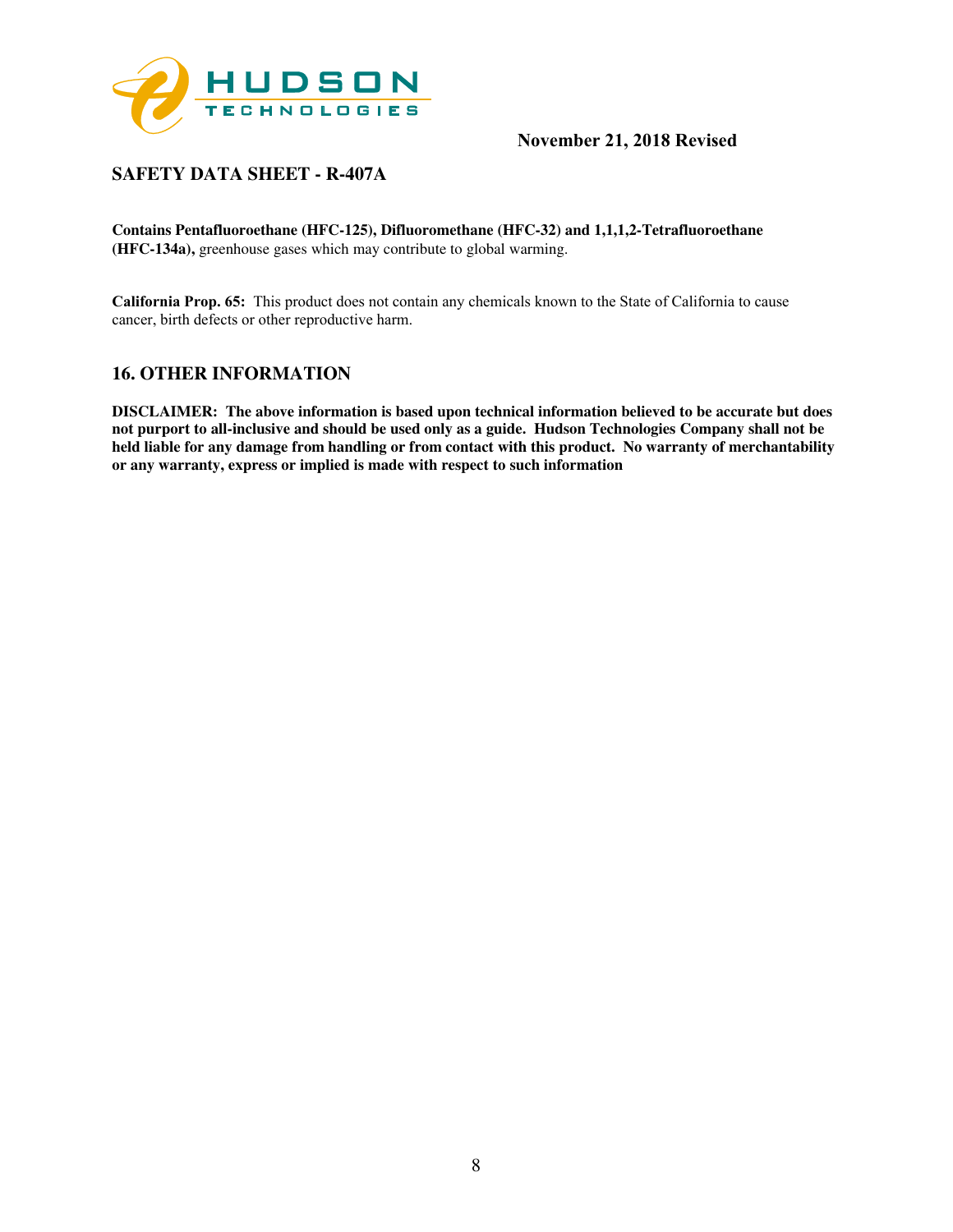November 21, 2018 Revised

## SAFETY DATA SHEET - R-407A

**Contains Pentafluoroethane (HFC-125), Difluoromethane (HFC-32) and 1,1,1,2-Tetrafluoroethane (HFC-134a),** greenhouse gases which may contribute to global warming.

**California Prop. 65:** This product does not contain any chemicals known to the State of California to cause cancer, birth defects or other reproductive harm.

## 16. OTHER INFORMATION

**DISCLAIMER: The above information is based upon technical information believed to be accurate but does not purport to all-inclusive and should be used only as a guide. Hudson Technologies Company shall not be held liable for any damage from handling or from contact with this product. No warranty of merchantability or any warranty, express or implied is made with respect to such information**